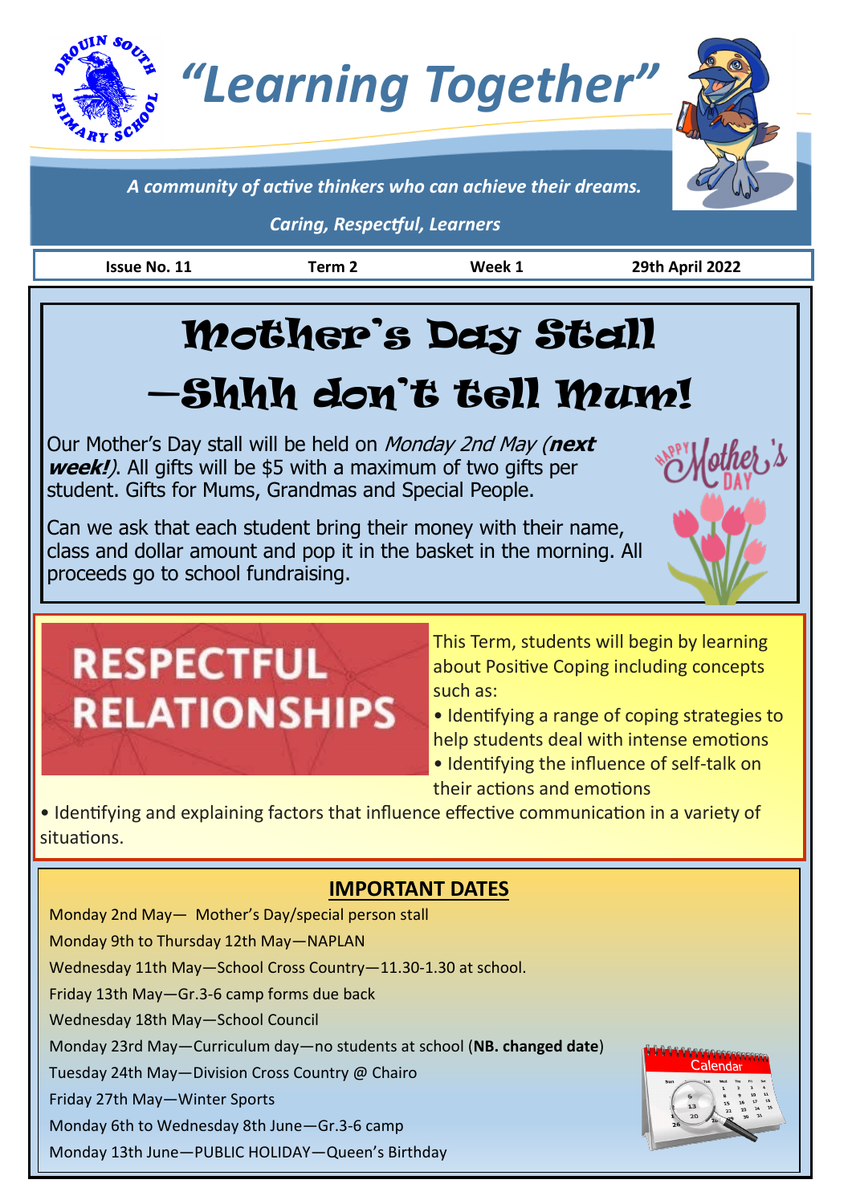# "Learning Together"

*A community of active thinkers who can achieve their dreams.*

*Caring, Respectful, Learners*

**Issue No. 11** | **Term 2** | **Week 1** | **29th April 2022**

## Mother's Day Stall —Shhh don't tell Mum!

Our Mother's Day stall will be held on *Monday 2nd May* (***next week!***). All gifts will be $5 with a maximum of two gifts per student. Gifts for Mums, Grandmas and Special People.

Can we ask that each student bring their money with their name, class and dollar amount and pop it in the basket in the morning. All proceeds go to school fundraising.

## RESPECTFUL RELATIONSHIPS

This Term, students will begin by learning about Positive Coping including concepts such as:

- Identifying a range of coping strategies to help students deal with intense emotions
- Identifying the influence of self-talk on their actions and emotions
- Identifying and explaining factors that influence effective communication in a variety of situations.

## IMPORTANT DATES

Monday 2nd May— Mother's Day/special person stall

Monday 9th to Thursday 12th May—NAPLAN

Wednesday 11th May—School Cross Country—11.30-1.30 at school.

Friday 13th May—Gr.3-6 camp forms due back

Wednesday 18th May—School Council

Monday 23rd May—Curriculum day—no students at school (**NB. changed date**)

Tuesday 24th May—Division Cross Country @ Chairo

Friday 27th May—Winter Sports

Monday 6th to Wednesday 8th June—Gr.3-6 camp

Monday 13th June—PUBLIC HOLIDAY—Queen's Birthday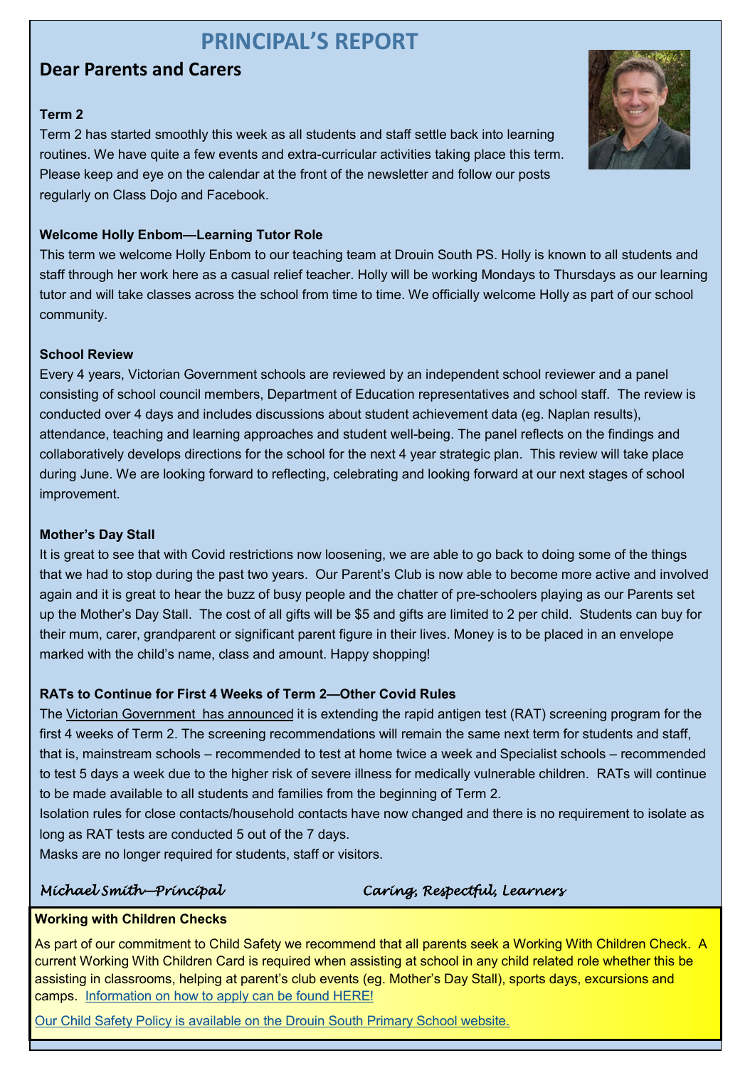# PRINCIPAL'S REPORT

## Dear Parents and Carers

**Term 2**

Term 2 has started smoothly this week as all students and staff settle back into learning routines. We have quite a few events and extra-curricular activities taking place this term. Please keep and eye on the calendar at the front of the newsletter and follow our posts regularly on Class Dojo and Facebook.

**Welcome Holly Enbom—Learning Tutor Role**

This term we welcome Holly Enbom to our teaching team at Drouin South PS. Holly is known to all students and staff through her work here as a casual relief teacher. Holly will be working Mondays to Thursdays as our learning tutor and will take classes across the school from time to time. We officially welcome Holly as part of our school community.

**School Review**

Every 4 years, Victorian Government schools are reviewed by an independent school reviewer and a panel consisting of school council members, Department of Education representatives and school staff. The review is conducted over 4 days and includes discussions about student achievement data (eg. Naplan results), attendance, teaching and learning approaches and student well-being. The panel reflects on the findings and collaboratively develops directions for the school for the next 4 year strategic plan. This review will take place during June. We are looking forward to reflecting, celebrating and looking forward at our next stages of school improvement.

**Mother's Day Stall**

It is great to see that with Covid restrictions now loosening, we are able to go back to doing some of the things that we had to stop during the past two years. Our Parent's Club is now able to become more active and involved again and it is great to hear the buzz of busy people and the chatter of pre-schoolers playing as our Parents set up the Mother's Day Stall. The cost of all gifts will be $5 and gifts are limited to 2 per child. Students can buy for their mum, carer, grandparent or significant parent figure in their lives. Money is to be placed in an envelope marked with the child's name, class and amount. Happy shopping!

**RATs to Continue for First 4 Weeks of Term 2—Other Covid Rules**

The Victorian Government has announced it is extending the rapid antigen test (RAT) screening program for the first 4 weeks of Term 2. The screening recommendations will remain the same next term for students and staff, that is, mainstream schools – recommended to test at home twice a week and Specialist schools – recommended to test 5 days a week due to the higher risk of severe illness for medically vulnerable children. RATs will continue to be made available to all students and families from the beginning of Term 2.

Isolation rules for close contacts/household contacts have now changed and there is no requirement to isolate as long as RAT tests are conducted 5 out of the 7 days.

Masks are no longer required for students, staff or visitors.

*Michael Smith—Principal* *Caring, Respectful, Learners*

**Working with Children Checks**

As part of our commitment to Child Safety we recommend that all parents seek a Working With Children Check. A current Working With Children Card is required when assisting at school in any child related role whether this be assisting in classrooms, helping at parent's club events (eg. Mother's Day Stall), sports days, excursions and camps. Information on how to apply can be found HERE!

Our Child Safety Policy is available on the Drouin South Primary School website.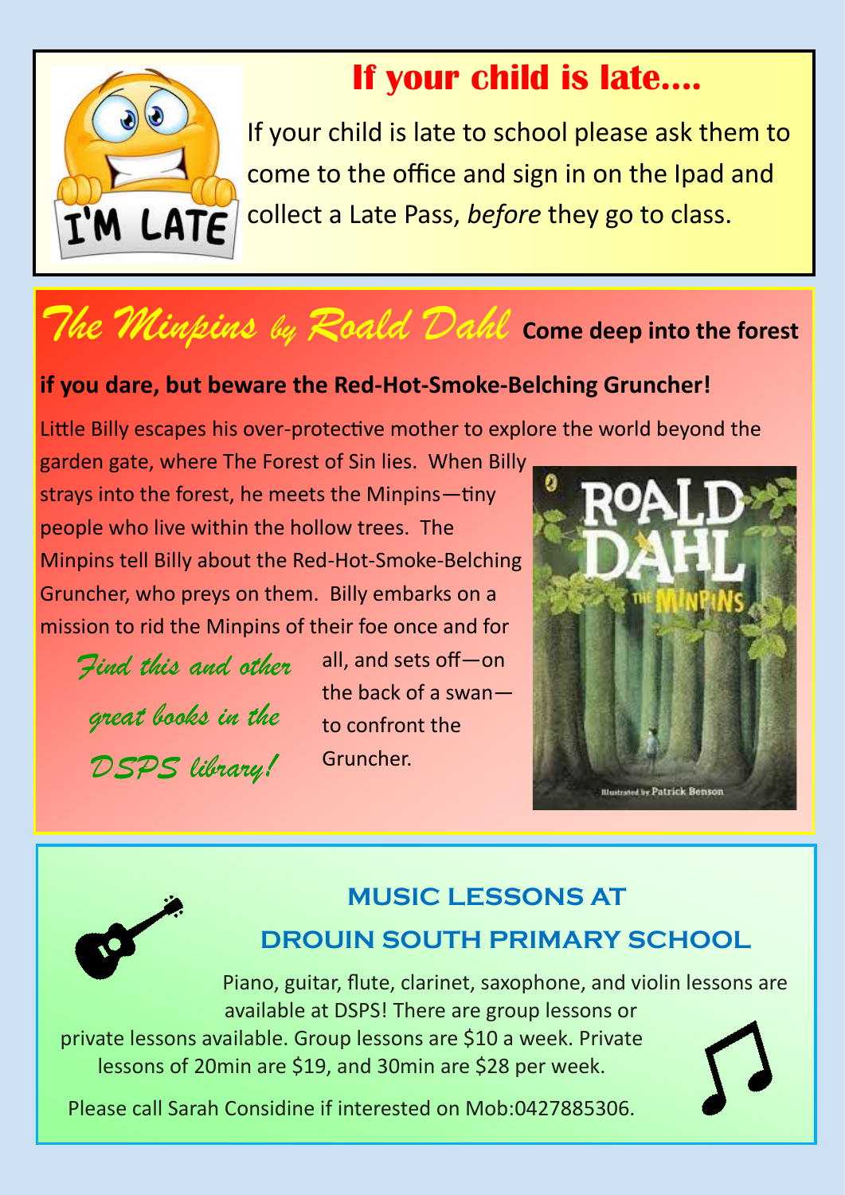## If your child is late....

If your child is late to school please ask them to come to the office and sign in on the Ipad and collect a Late Pass, *before* they go to class.

## *The Minpins by Roald Dahl*

**Come deep into the forest if you dare, but beware the Red-Hot-Smoke-Belching Gruncher!**

Little Billy escapes his over-protective mother to explore the world beyond the garden gate, where The Forest of Sin lies. When Billy strays into the forest, he meets the Minpins—tiny people who live within the hollow trees. The Minpins tell Billy about the Red-Hot-Smoke-Belching Gruncher, who preys on them. Billy embarks on a mission to rid the Minpins of their foe once and for all, and sets off—on the back of a swan—to confront the Gruncher.

*Find this and other great books in the DSPS library!*

## MUSIC LESSONS AT DROUIN SOUTH PRIMARY SCHOOL

Piano, guitar, flute, clarinet, saxophone, and violin lessons are available at DSPS! There are group lessons or private lessons available. Group lessons are $10 a week. Private lessons of 20min are $19, and 30min are $28 per week.

Please call Sarah Considine if interested on Mob:0427885306.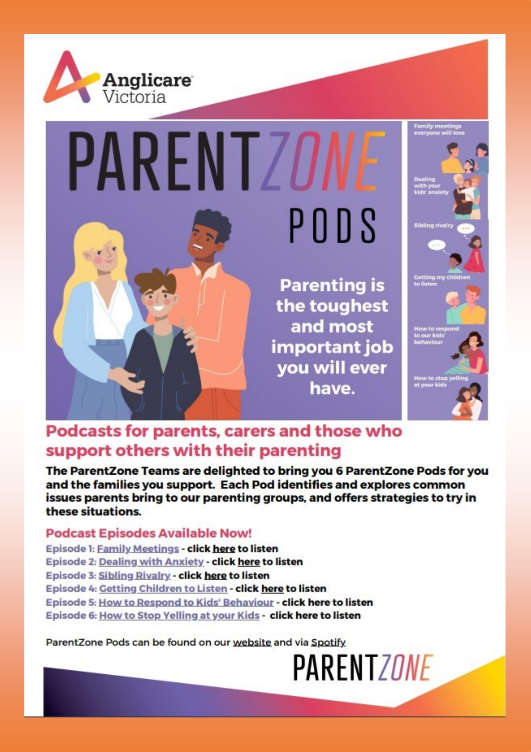Anglicare Victoria

# PARENTZONE PODS

**Parenting is the toughest and most important job you will ever have.**

- Family meetings everyone will love
- Dealing with your kids' anxiety
- Sibling rivalry
- Getting my children to listen
- How to respond to our kids' behaviour
- How to stop yelling at your kids

## Podcasts for parents, carers and those who support others with their parenting

**The ParentZone Teams are delighted to bring you 6 ParentZone Pods for you and the families you support. Each Pod identifies and explores common issues parents bring to our parenting groups, and offers strategies to try in these situations.**

### Podcast Episodes Available Now!

Episode 1: Family Meetings - **click here to listen**
Episode 2: Dealing with Anxiety - **click here to listen**
Episode 3: Sibling Rivalry - **click here to listen**
Episode 4: Getting Children to Listen - **click here to listen**
Episode 5: How to Respond to Kids' Behaviour - **click here to listen**
Episode 6: How to Stop Yelling at your Kids - **click here to listen**

ParentZone Pods can be found on our website and via Spotify

PARENTZONE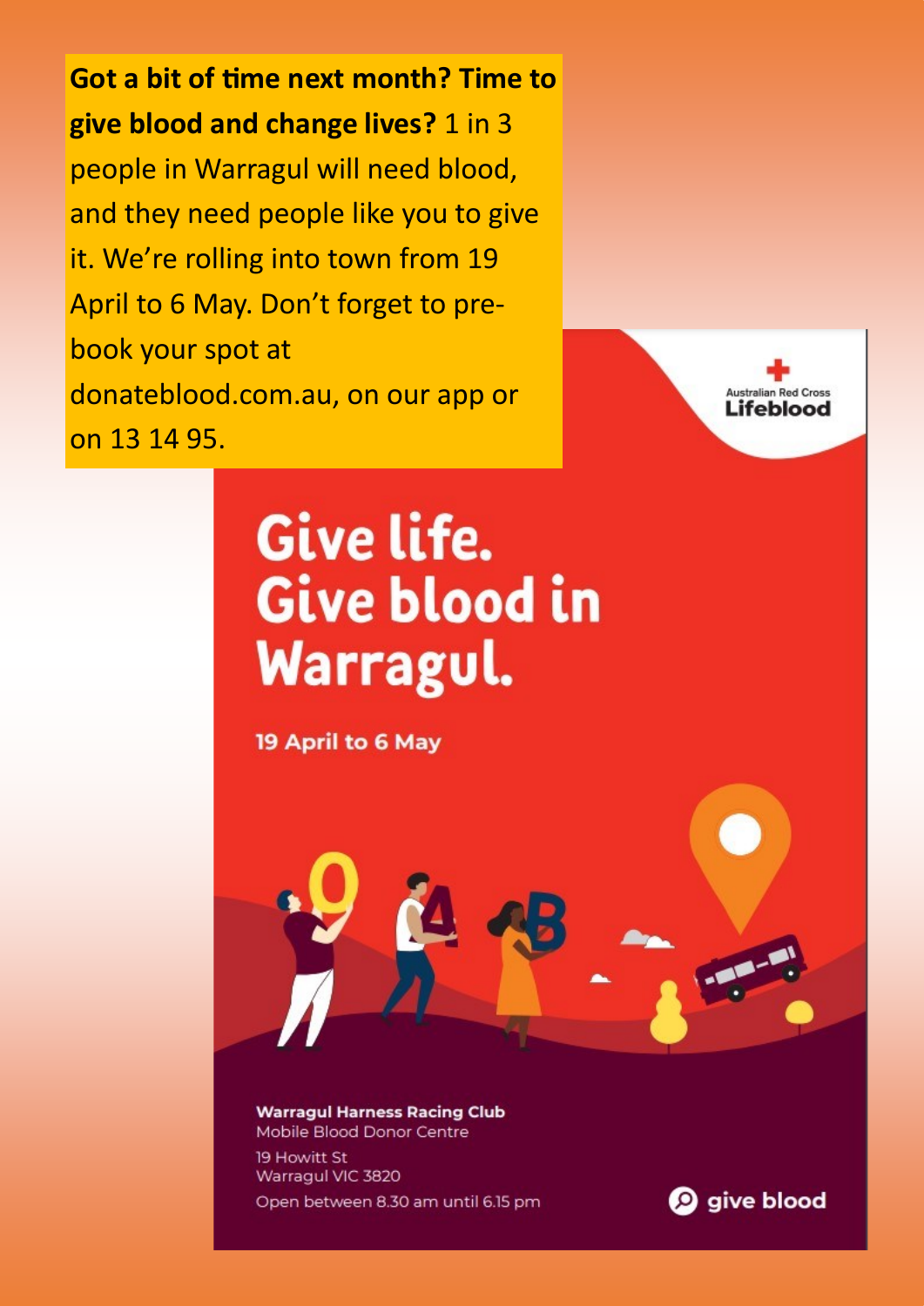**Got a bit of time next month? Time to give blood and change lives?** 1 in 3 people in Warragul will need blood, and they need people like you to give it. We're rolling into town from 19 April to 6 May. Don't forget to pre-book your spot at donateblood.com.au, on our app or on 13 14 95.

Australian Red Cross Lifeblood

# Give life. Give blood in Warragul.

**19 April to 6 May**

**Warragul Harness Racing Club**
Mobile Blood Donor Centre
19 Howitt St
Warragul VIC 3820
Open between 8.30 am until 6.15 pm

give blood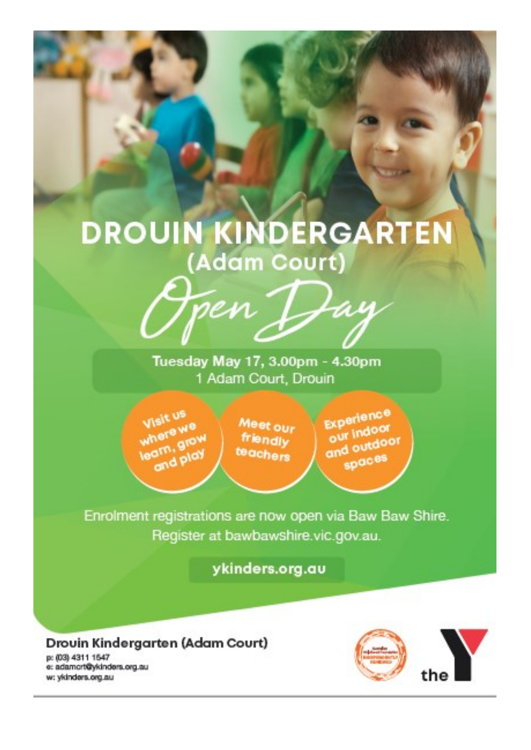# DROUIN KINDERGARTEN (Adam Court)

## Open Day

**Tuesday May 17, 3.00pm - 4.30pm**
1 Adam Court, Drouin

- Visit us where we learn, grow and play
- Meet our friendly teachers
- Experience our indoor and outdoor spaces

Enrolment registrations are now open via Baw Baw Shire.
Register at bawbawshire.vic.gov.au.

**ykinders.org.au**

**Drouin Kindergarten (Adam Court)**
p: (03) 4311 1547
e: adamcrt@ykinders.org.au
w: ykinders.org.au

the Y